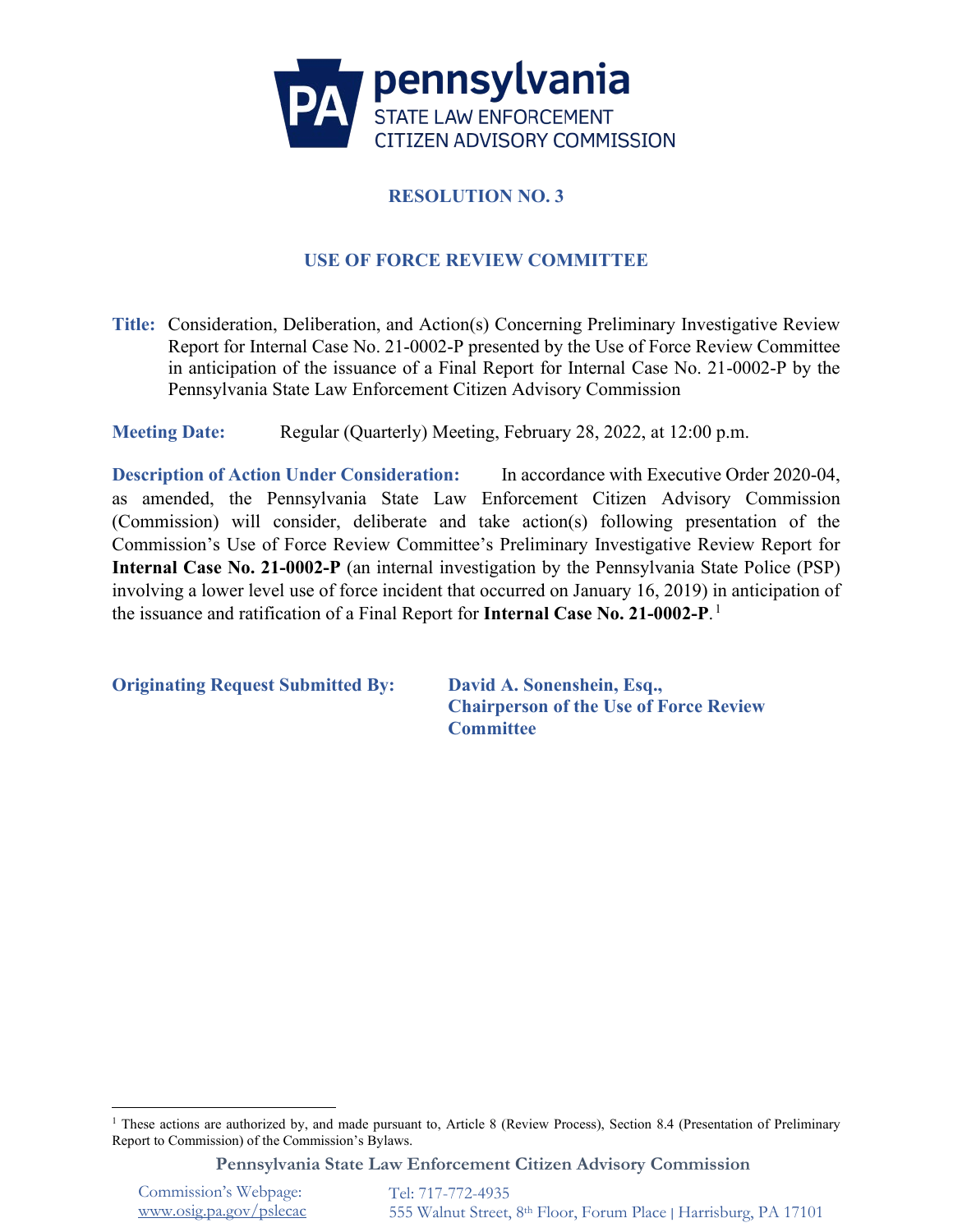# pennsylvania
STATE LAW ENFORCEMENT
CITIZEN ADVISORY COMMISSION

## RESOLUTION NO. 3

## USE OF FORCE REVIEW COMMITTEE

**Title:** Consideration, Deliberation, and Action(s) Concerning Preliminary Investigative Review Report for Internal Case No. 21-0002-P presented by the Use of Force Review Committee in anticipation of the issuance of a Final Report for Internal Case No. 21-0002-P by the Pennsylvania State Law Enforcement Citizen Advisory Commission

**Meeting Date:** Regular (Quarterly) Meeting, February 28, 2022, at 12:00 p.m.

**Description of Action Under Consideration:** In accordance with Executive Order 2020-04, as amended, the Pennsylvania State Law Enforcement Citizen Advisory Commission (Commission) will consider, deliberate and take action(s) following presentation of the Commission's Use of Force Review Committee's Preliminary Investigative Review Report for **Internal Case No. 21-0002-P** (an internal investigation by the Pennsylvania State Police (PSP) involving a lower level use of force incident that occurred on January 16, 2019) in anticipation of the issuance and ratification of a Final Report for **Internal Case No. 21-0002-P**.[1]

**Originating Request Submitted By:** **David A. Sonenshein, Esq., Chairperson of the Use of Force Review Committee**

---

[1] These actions are authorized by, and made pursuant to, Article 8 (Review Process), Section 8.4 (Presentation of Preliminary Report to Commission) of the Commission's Bylaws.

**Pennsylvania State Law Enforcement Citizen Advisory Commission**

Commission's Webpage: www.osig.pa.gov/pslecac | Tel: 717-772-4935 | 555 Walnut Street, 8th Floor, Forum Place | Harrisburg, PA 17101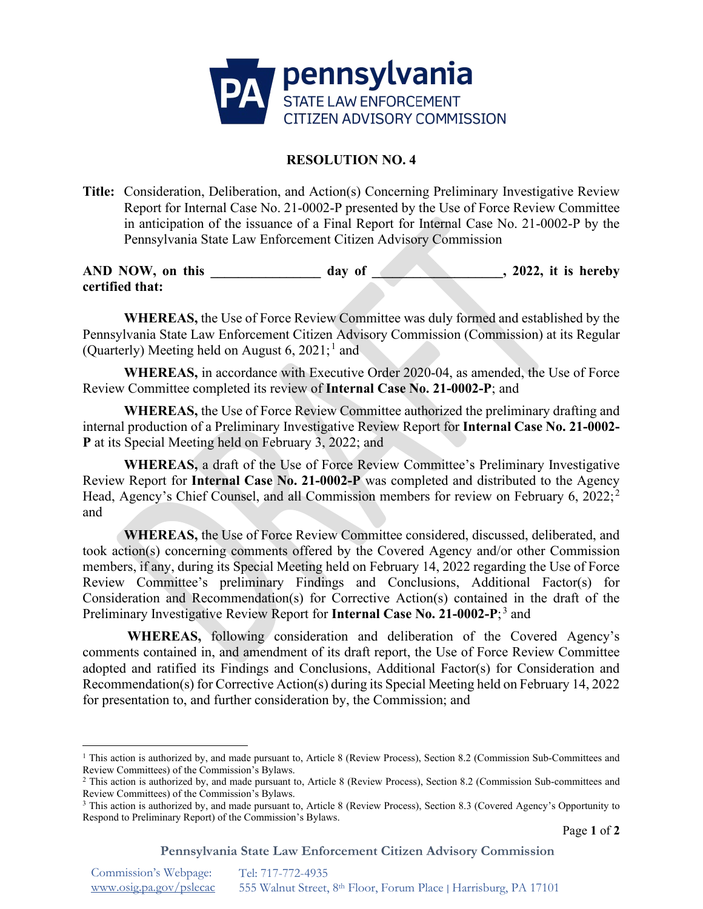pennsylvania
STATE LAW ENFORCEMENT
CITIZEN ADVISORY COMMISSION

**RESOLUTION NO. 4**

**Title:** Consideration, Deliberation, and Action(s) Concerning Preliminary Investigative Review Report for Internal Case No. 21-0002-P presented by the Use of Force Review Committee in anticipation of the issuance of a Final Report for Internal Case No. 21-0002-P by the Pennsylvania State Law Enforcement Citizen Advisory Commission

**AND NOW, on this \_\_\_\_\_\_\_\_\_\_\_\_\_\_\_\_ day of \_\_\_\_\_\_\_\_\_\_\_\_\_\_\_\_\_\_\_, 2022, it is hereby certified that:**

**WHEREAS,** the Use of Force Review Committee was duly formed and established by the Pennsylvania State Law Enforcement Citizen Advisory Commission (Commission) at its Regular (Quarterly) Meeting held on August 6, 2021;[1] and

**WHEREAS,** in accordance with Executive Order 2020-04, as amended, the Use of Force Review Committee completed its review of **Internal Case No. 21-0002-P**; and

**WHEREAS,** the Use of Force Review Committee authorized the preliminary drafting and internal production of a Preliminary Investigative Review Report for **Internal Case No. 21-0002-P** at its Special Meeting held on February 3, 2022; and

**WHEREAS,** a draft of the Use of Force Review Committee's Preliminary Investigative Review Report for **Internal Case No. 21-0002-P** was completed and distributed to the Agency Head, Agency's Chief Counsel, and all Commission members for review on February 6, 2022;[2] and

**WHEREAS,** the Use of Force Review Committee considered, discussed, deliberated, and took action(s) concerning comments offered by the Covered Agency and/or other Commission members, if any, during its Special Meeting held on February 14, 2022 regarding the Use of Force Review Committee's preliminary Findings and Conclusions, Additional Factor(s) for Consideration and Recommendation(s) for Corrective Action(s) contained in the draft of the Preliminary Investigative Review Report for **Internal Case No. 21-0002-P**;[3] and

**WHEREAS,** following consideration and deliberation of the Covered Agency's comments contained in, and amendment of its draft report, the Use of Force Review Committee adopted and ratified its Findings and Conclusions, Additional Factor(s) for Consideration and Recommendation(s) for Corrective Action(s) during its Special Meeting held on February 14, 2022 for presentation to, and further consideration by, the Commission; and

---

[1] This action is authorized by, and made pursuant to, Article 8 (Review Process), Section 8.2 (Commission Sub-Committees and Review Committees) of the Commission's Bylaws.

[2] This action is authorized by, and made pursuant to, Article 8 (Review Process), Section 8.2 (Commission Sub-committees and Review Committees) of the Commission's Bylaws.

[3] This action is authorized by, and made pursuant to, Article 8 (Review Process), Section 8.3 (Covered Agency's Opportunity to Respond to Preliminary Report) of the Commission's Bylaws.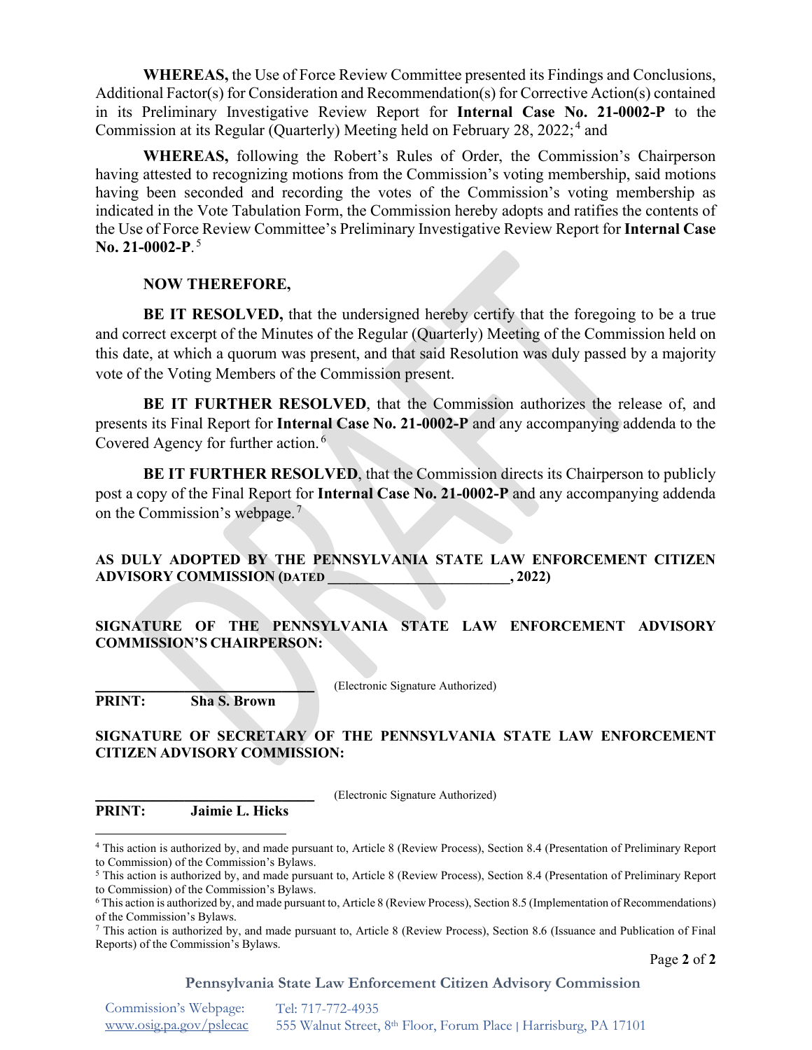**WHEREAS,** the Use of Force Review Committee presented its Findings and Conclusions, Additional Factor(s) for Consideration and Recommendation(s) for Corrective Action(s) contained in its Preliminary Investigative Review Report for **Internal Case No. 21-0002-P** to the Commission at its Regular (Quarterly) Meeting held on February 28, 2022;[4] and

**WHEREAS,** following the Robert's Rules of Order, the Commission's Chairperson having attested to recognizing motions from the Commission's voting membership, said motions having been seconded and recording the votes of the Commission's voting membership as indicated in the Vote Tabulation Form, the Commission hereby adopts and ratifies the contents of the Use of Force Review Committee's Preliminary Investigative Review Report for **Internal Case No. 21-0002-P**.[5]

**NOW THEREFORE,**

**BE IT RESOLVED,** that the undersigned hereby certify that the foregoing to be a true and correct excerpt of the Minutes of the Regular (Quarterly) Meeting of the Commission held on this date, at which a quorum was present, and that said Resolution was duly passed by a majority vote of the Voting Members of the Commission present.

**BE IT FURTHER RESOLVED**, that the Commission authorizes the release of, and presents its Final Report for **Internal Case No. 21-0002-P** and any accompanying addenda to the Covered Agency for further action.[6]

**BE IT FURTHER RESOLVED**, that the Commission directs its Chairperson to publicly post a copy of the Final Report for **Internal Case No. 21-0002-P** and any accompanying addenda on the Commission's webpage.[7]

**AS DULY ADOPTED BY THE PENNSYLVANIA STATE LAW ENFORCEMENT CITIZEN ADVISORY COMMISSION (DATED \_\_\_\_\_\_\_\_\_\_\_\_\_\_\_\_\_\_\_\_\_\_\_\_\_\_, 2022)**

**SIGNATURE OF THE PENNSYLVANIA STATE LAW ENFORCEMENT ADVISORY COMMISSION'S CHAIRPERSON:**

\_\_\_\_\_\_\_\_\_\_\_\_\_\_\_\_\_\_\_\_\_\_\_\_\_\_\_\_\_\_ (Electronic Signature Authorized)

**PRINT: Sha S. Brown**

**SIGNATURE OF SECRETARY OF THE PENNSYLVANIA STATE LAW ENFORCEMENT CITIZEN ADVISORY COMMISSION:**

\_\_\_\_\_\_\_\_\_\_\_\_\_\_\_\_\_\_\_\_\_\_\_\_\_\_\_\_\_\_ (Electronic Signature Authorized)

**PRINT: Jaimie L. Hicks**

---

[4] This action is authorized by, and made pursuant to, Article 8 (Review Process), Section 8.4 (Presentation of Preliminary Report to Commission) of the Commission's Bylaws.

[5] This action is authorized by, and made pursuant to, Article 8 (Review Process), Section 8.4 (Presentation of Preliminary Report to Commission) of the Commission's Bylaws.

[6] This action is authorized by, and made pursuant to, Article 8 (Review Process), Section 8.5 (Implementation of Recommendations) of the Commission's Bylaws.

[7] This action is authorized by, and made pursuant to, Article 8 (Review Process), Section 8.6 (Issuance and Publication of Final Reports) of the Commission's Bylaws.

**Pennsylvania State Law Enforcement Citizen Advisory Commission**

Commission's Webpage: www.osig.pa.gov/pslecac — Tel: 717-772-4935 — 555 Walnut Street, 8th Floor, Forum Place | Harrisburg, PA 17101